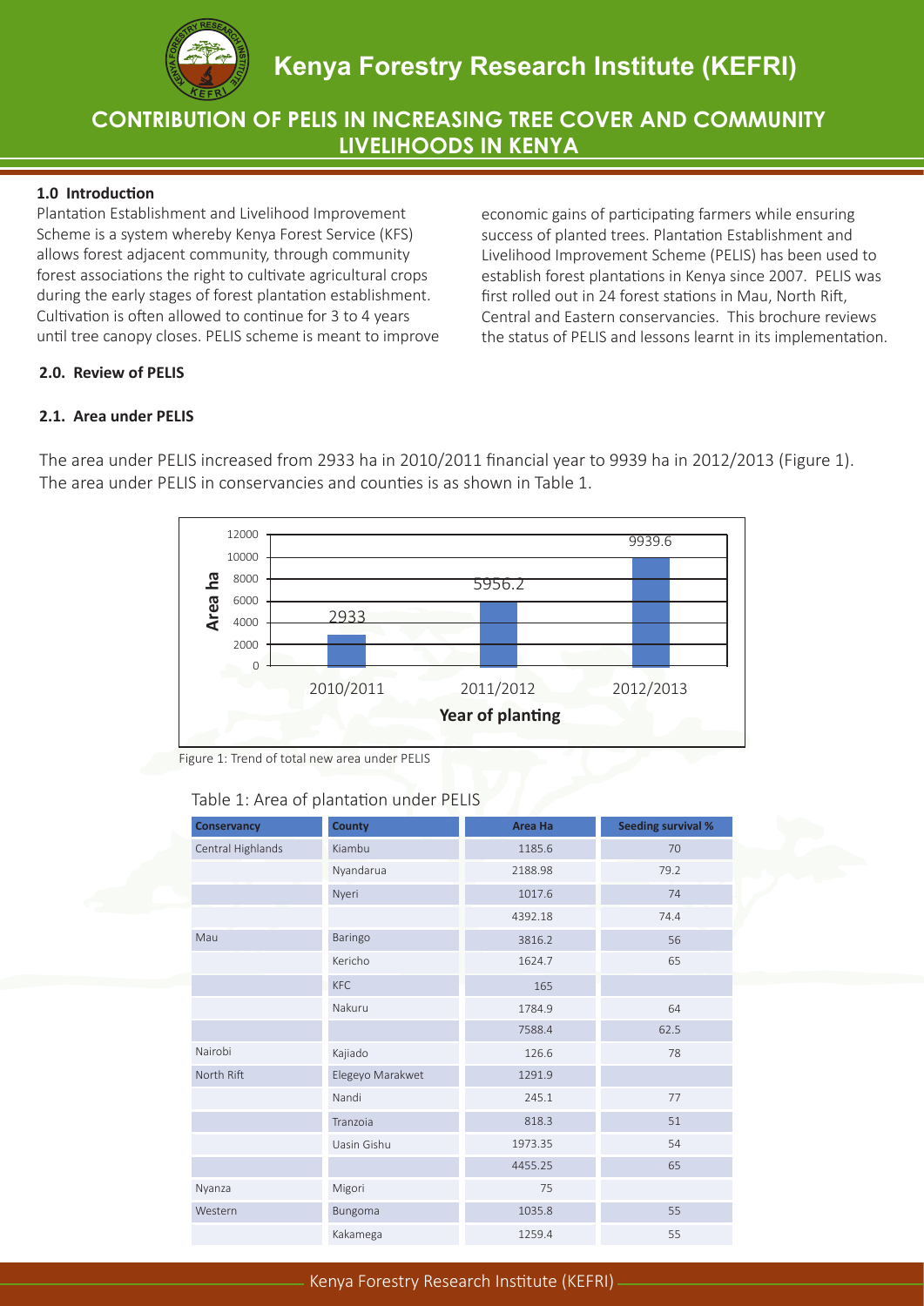# Kenya Forestry Research Institute (KEFRI)

## CONTRIBUTION OF PELIS IN INCREASING TREE COVER AND COMMUNITY LIVELIHOODS IN KENYA

### 1.0 Introduction

Plantation Establishment and Livelihood Improvement Scheme is a system whereby Kenya Forest Service (KFS) allows forest adjacent community, through community forest associations the right to cultivate agricultural crops during the early stages of forest plantation establishment. Cultivation is often allowed to continue for 3 to 4 years until tree canopy closes. PELIS scheme is meant to improve economic gains of participating farmers while ensuring success of planted trees. Plantation Establishment and Livelihood Improvement Scheme (PELIS) has been used to establish forest plantations in Kenya since 2007. PELIS was first rolled out in 24 forest stations in Mau, North Rift, Central and Eastern conservancies. This brochure reviews the status of PELIS and lessons learnt in its implementation.

### 2.0. Review of PELIS

### 2.1. Area under PELIS

The area under PELIS increased from 2933 ha in 2010/2011 financial year to 9939 ha in 2012/2013 (Figure 1). The area under PELIS in conservancies and counties is as shown in Table 1.

| Year of planting | Area ha |
|---|---|
| 2010/2011 | 2933 |
| 2011/2012 | 5956.2 |
| 2012/2013 | 9939.6 |

Figure 1: Trend of total new area under PELIS

Table 1: Area of plantation under PELIS

| Conservancy | County | Area Ha | Seeding survival % |
|---|---|---|---|
| Central Highlands | Kiambu | 1185.6 | 70 |
| | Nyandarua | 2188.98 | 79.2 |
| | Nyeri | 1017.6 | 74 |
| | | 4392.18 | 74.4 |
| Mau | Baringo | 3816.2 | 56 |
| | Kericho | 1624.7 | 65 |
| | KFC | 165 | |
| | Nakuru | 1784.9 | 64 |
| | | 7588.4 | 62.5 |
| Nairobi | Kajiado | 126.6 | 78 |
| North Rift | Elegeyo Marakwet | 1291.9 | |
| | Nandi | 245.1 | 77 |
| | Tranzoia | 818.3 | 51 |
| | Uasin Gishu | 1973.35 | 54 |
| | | 4455.25 | 65 |
| Nyanza | Migori | 75 | |
| Western | Bungoma | 1035.8 | 55 |
| | Kakamega | 1259.4 | 55 |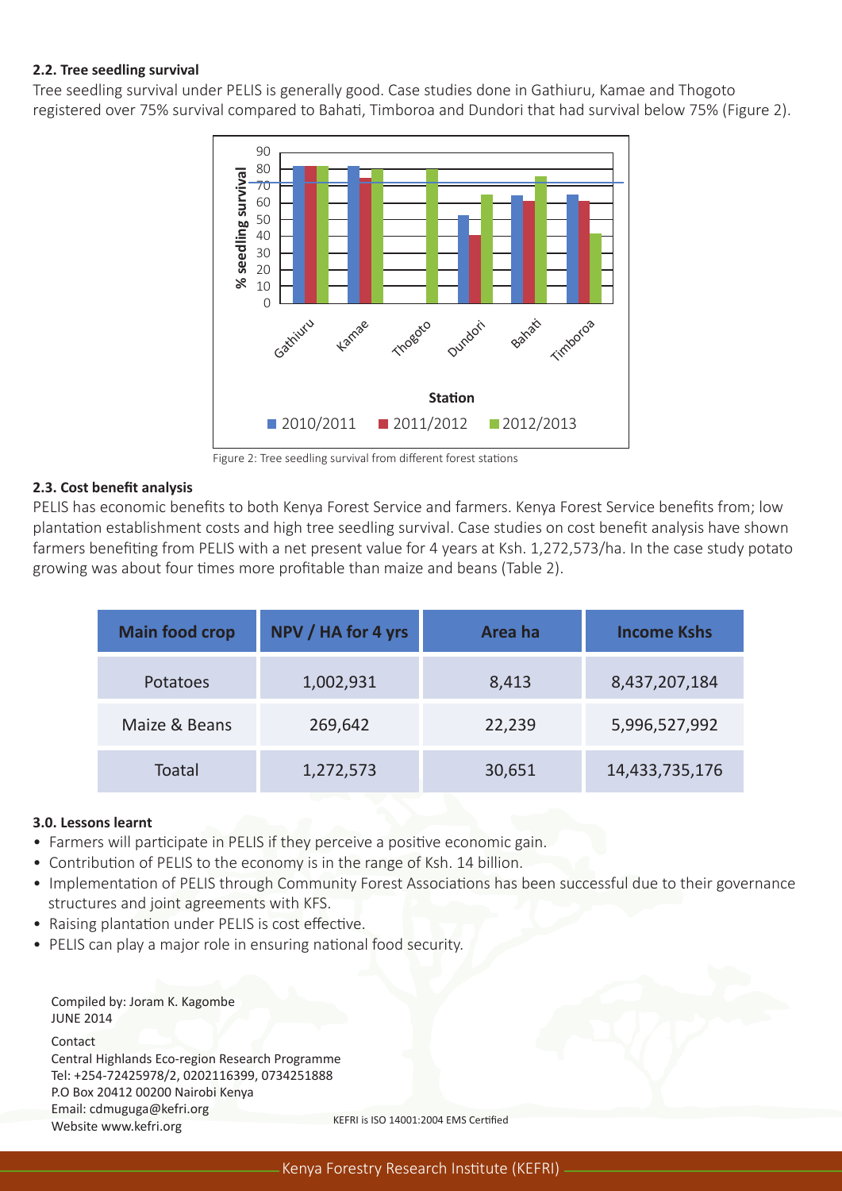### 2.2. Tree seedling survival

Tree seedling survival under PELIS is generally good. Case studies done in Gathiuru, Kamae and Thogoto registered over 75% survival compared to Bahati, Timboroa and Dundori that had survival below 75% (Figure 2).

% seedling survival

90
80
70
60
50
40
30
20
10
0

Gathiuru
Kamae
Thogoto
Dundori
Bahati
Timboroa

Station

2010/2011
2011/2012
2012/2013

Figure 2: Tree seedling survival from different forest stations

### 2.3. Cost benefit analysis

PELIS has economic benefits to both Kenya Forest Service and farmers. Kenya Forest Service benefits from; low plantation establishment costs and high tree seedling survival. Case studies on cost benefit analysis have shown farmers benefiting from PELIS with a net present value for 4 years at Ksh. 1,272,573/ha. In the case study potato growing was about four times more profitable than maize and beans (Table 2).

| Main food crop | NPV / HA for 4 yrs | Area ha | Income Kshs |
|---|---|---|---|
| Potatoes | 1,002,931 | 8,413 | 8,437,207,184 |
| Maize & Beans | 269,642 | 22,239 | 5,996,527,992 |
| Toatal | 1,272,573 | 30,651 | 14,433,735,176 |

### 3.0. Lessons learnt

- Farmers will participate in PELIS if they perceive a positive economic gain.
- Contribution of PELIS to the economy is in the range of Ksh. 14 billion.
- Implementation of PELIS through Community Forest Associations has been successful due to their governance structures and joint agreements with KFS.
- Raising plantation under PELIS is cost effective.
- PELIS can play a major role in ensuring national food security.

Compiled by: Joram K. Kagombe
JUNE 2014

Contact
Central Highlands Eco-region Research Programme
Tel: +254-72425978/2, 0202116399, 0734251888
P.O Box 20412 00200 Nairobi Kenya
Email: cdmuguga@kefri.org
Website www.kefri.org

KEFRI is ISO 14001:2004 EMS Certified

Kenya Forestry Research Institute (KEFRI)